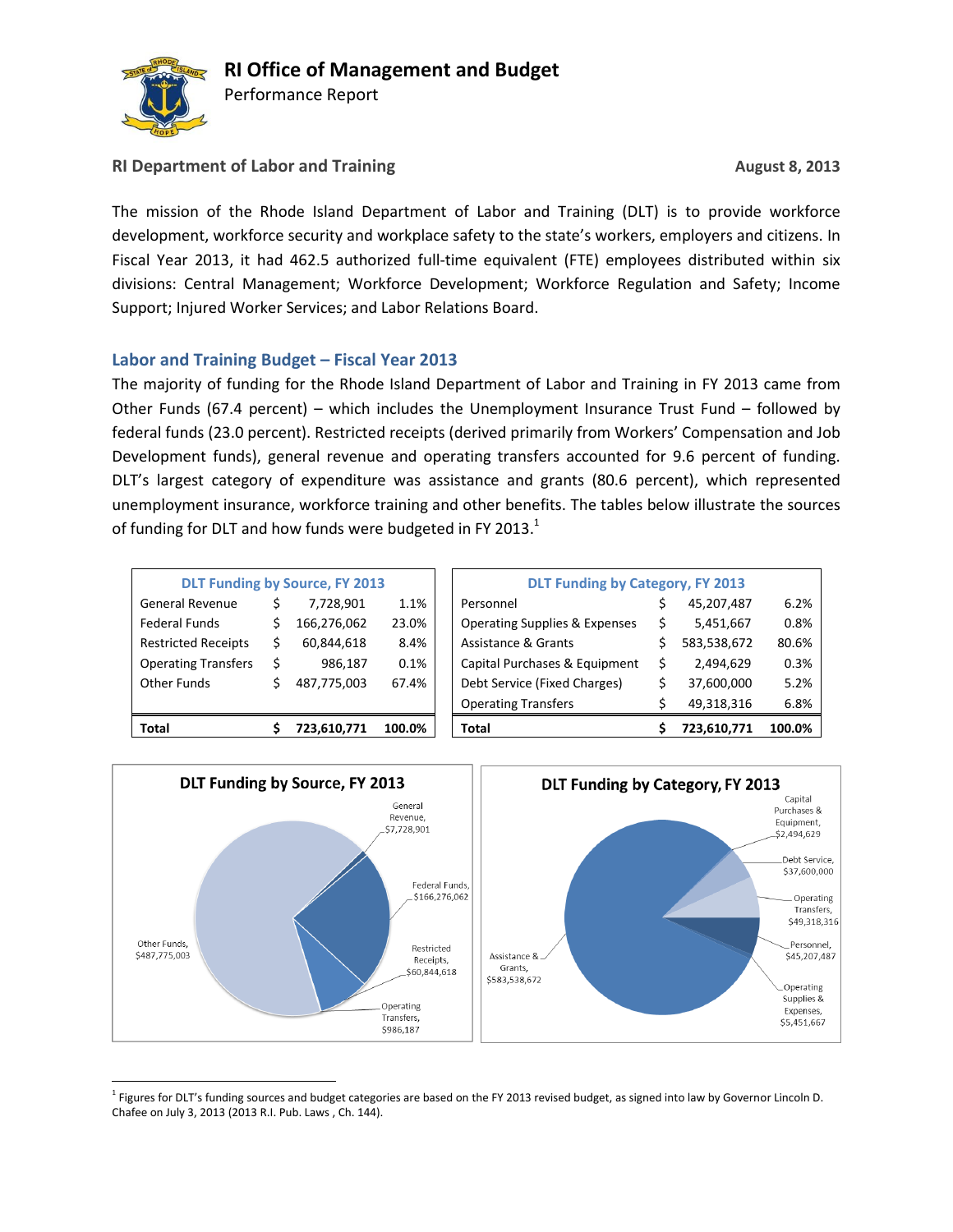# RI Office of Management and Budget

Performance Report

**RI Department of Labor and Training** **August 8, 2013**

The mission of the Rhode Island Department of Labor and Training (DLT) is to provide workforce development, workforce security and workplace safety to the state's workers, employers and citizens. In Fiscal Year 2013, it had 462.5 authorized full-time equivalent (FTE) employees distributed within six divisions: Central Management; Workforce Development; Workforce Regulation and Safety; Income Support; Injured Worker Services; and Labor Relations Board.

## Labor and Training Budget – Fiscal Year 2013

The majority of funding for the Rhode Island Department of Labor and Training in FY 2013 came from Other Funds (67.4 percent) – which includes the Unemployment Insurance Trust Fund – followed by federal funds (23.0 percent). Restricted receipts (derived primarily from Workers' Compensation and Job Development funds), general revenue and operating transfers accounted for 9.6 percent of funding. DLT's largest category of expenditure was assistance and grants (80.6 percent), which represented unemployment insurance, workforce training and other benefits. The tables below illustrate the sources of funding for DLT and how funds were budgeted in FY 2013.[1]

| DLT Funding by Source, FY 2013 | | |
|---|---|---|
| General Revenue | $ 7,728,901 | 1.1% |
| Federal Funds | $ 166,276,062 | 23.0% |
| Restricted Receipts | $ 60,844,618 | 8.4% |
| Operating Transfers | $ 986,187 | 0.1% |
| Other Funds | $ 487,775,003 | 67.4% |
| **Total** | **$ 723,610,771** | **100.0%** |

| DLT Funding by Category, FY 2013 | | |
|---|---|---|
| Personnel | $ 45,207,487 | 6.2% |
| Operating Supplies & Expenses | $ 5,451,667 | 0.8% |
| Assistance & Grants | $ 583,538,672 | 80.6% |
| Capital Purchases & Equipment | $ 2,494,629 | 0.3% |
| Debt Service (Fixed Charges) | $ 37,600,000 | 5.2% |
| Operating Transfers | $ 49,318,316 | 6.8% |
| **Total** | **$ 723,610,771** | **100.0%** |

**DLT Funding by Source, FY 2013**

General Revenue, $7,728,901; Federal Funds, $166,276,062; Restricted Receipts, $60,844,618; Operating Transfers, $986,187; Other Funds, $487,775,003

**DLT Funding by Category, FY 2013**

Capital Purchases & Equipment, $2,494,629; Debt Service, $37,600,000; Operating Transfers, $49,318,316; Personnel, $45,207,487; Operating Supplies & Expenses, $5,451,667; Assistance & Grants, $583,538,672

[1] Figures for DLT's funding sources and budget categories are based on the FY 2013 revised budget, as signed into law by Governor Lincoln D. Chafee on July 3, 2013 (2013 R.I. Pub. Laws , Ch. 144).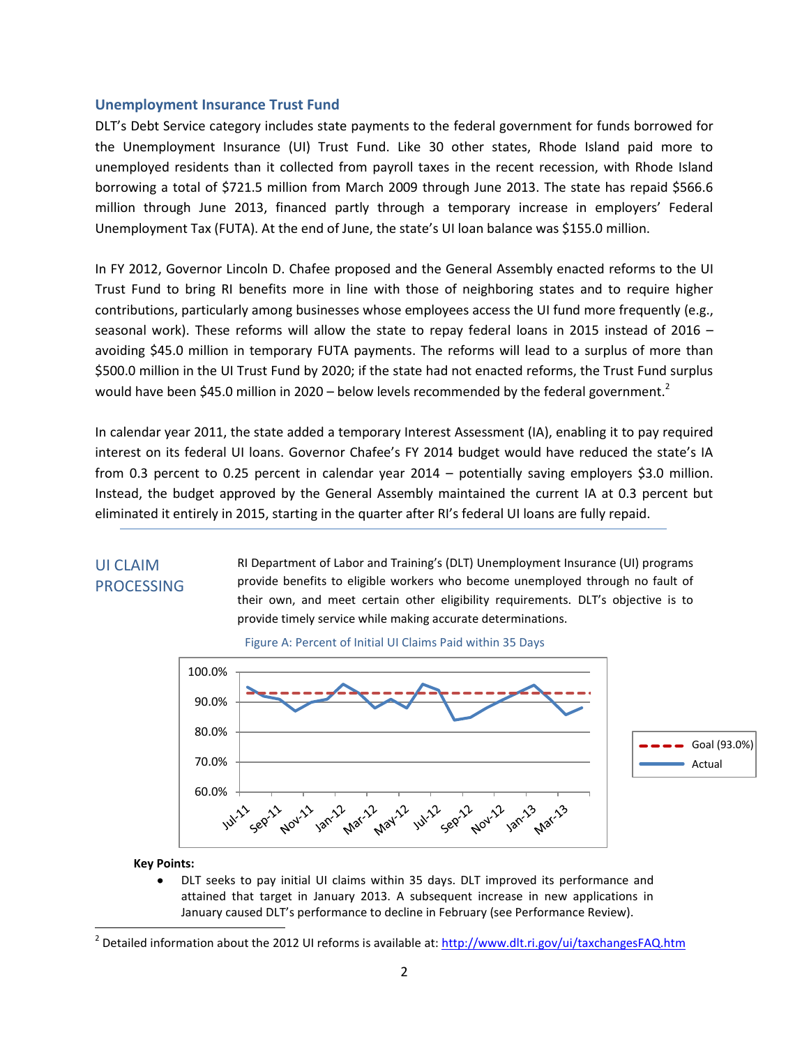## Unemployment Insurance Trust Fund

DLT's Debt Service category includes state payments to the federal government for funds borrowed for the Unemployment Insurance (UI) Trust Fund. Like 30 other states, Rhode Island paid more to unemployed residents than it collected from payroll taxes in the recent recession, with Rhode Island borrowing a total of $721.5 million from March 2009 through June 2013. The state has repaid $566.6 million through June 2013, financed partly through a temporary increase in employers' Federal Unemployment Tax (FUTA). At the end of June, the state's UI loan balance was $155.0 million.

In FY 2012, Governor Lincoln D. Chafee proposed and the General Assembly enacted reforms to the UI Trust Fund to bring RI benefits more in line with those of neighboring states and to require higher contributions, particularly among businesses whose employees access the UI fund more frequently (e.g., seasonal work). These reforms will allow the state to repay federal loans in 2015 instead of 2016 – avoiding $45.0 million in temporary FUTA payments. The reforms will lead to a surplus of more than $500.0 million in the UI Trust Fund by 2020; if the state had not enacted reforms, the Trust Fund surplus would have been $45.0 million in 2020 – below levels recommended by the federal government.[2]

In calendar year 2011, the state added a temporary Interest Assessment (IA), enabling it to pay required interest on its federal UI loans. Governor Chafee's FY 2014 budget would have reduced the state's IA from 0.3 percent to 0.25 percent in calendar year 2014 – potentially saving employers $3.0 million. Instead, the budget approved by the General Assembly maintained the current IA at 0.3 percent but eliminated it entirely in 2015, starting in the quarter after RI's federal UI loans are fully repaid.

---

## UI CLAIM PROCESSING

RI Department of Labor and Training's (DLT) Unemployment Insurance (UI) programs provide benefits to eligible workers who become unemployed through no fault of their own, and meet certain other eligibility requirements. DLT's objective is to provide timely service while making accurate determinations.

Figure A: Percent of Initial UI Claims Paid within 35 Days

**Key Points:**

- DLT seeks to pay initial UI claims within 35 days. DLT improved its performance and attained that target in January 2013. A subsequent increase in new applications in January caused DLT's performance to decline in February (see Performance Review).

[2] Detailed information about the 2012 UI reforms is available at: http://www.dlt.ri.gov/ui/taxchangesFAQ.htm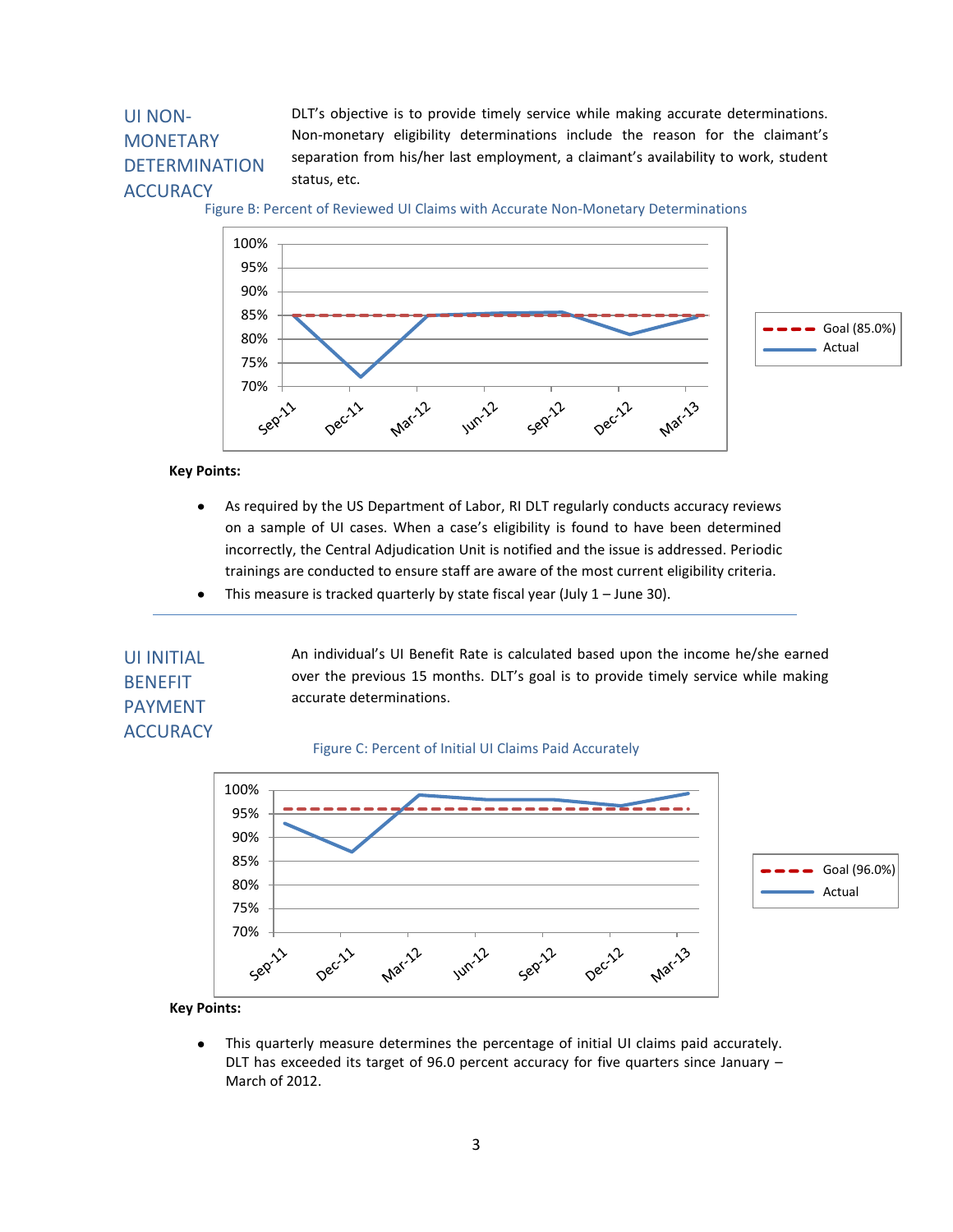## UI NON-MONETARY DETERMINATION ACCURACY

DLT's objective is to provide timely service while making accurate determinations. Non-monetary eligibility determinations include the reason for the claimant's separation from his/her last employment, a claimant's availability to work, student status, etc.

Figure B: Percent of Reviewed UI Claims with Accurate Non-Monetary Determinations

**Key Points:**

- As required by the US Department of Labor, RI DLT regularly conducts accuracy reviews on a sample of UI cases. When a case's eligibility is found to have been determined incorrectly, the Central Adjudication Unit is notified and the issue is addressed. Periodic trainings are conducted to ensure staff are aware of the most current eligibility criteria.
- This measure is tracked quarterly by state fiscal year (July 1 – June 30).

## UI INITIAL BENEFIT PAYMENT ACCURACY

An individual's UI Benefit Rate is calculated based upon the income he/she earned over the previous 15 months. DLT's goal is to provide timely service while making accurate determinations.

Figure C: Percent of Initial UI Claims Paid Accurately

**Key Points:**

- This quarterly measure determines the percentage of initial UI claims paid accurately. DLT has exceeded its target of 96.0 percent accuracy for five quarters since January – March of 2012.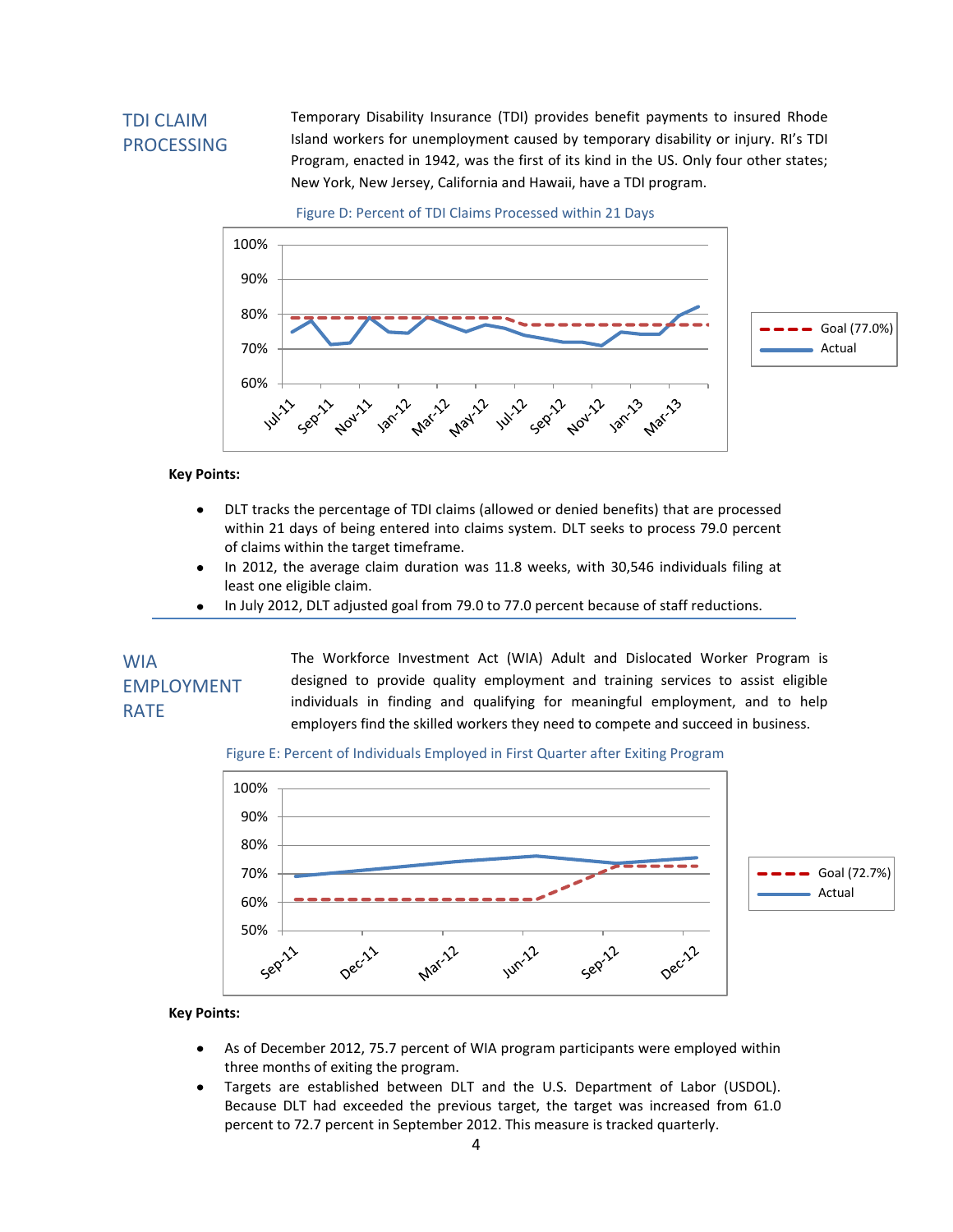## TDI CLAIM PROCESSING

Temporary Disability Insurance (TDI) provides benefit payments to insured Rhode Island workers for unemployment caused by temporary disability or injury. RI's TDI Program, enacted in 1942, was the first of its kind in the US. Only four other states; New York, New Jersey, California and Hawaii, have a TDI program.

Figure D: Percent of TDI Claims Processed within 21 Days

**Key Points:**

- DLT tracks the percentage of TDI claims (allowed or denied benefits) that are processed within 21 days of being entered into claims system. DLT seeks to process 79.0 percent of claims within the target timeframe.
- In 2012, the average claim duration was 11.8 weeks, with 30,546 individuals filing at least one eligible claim.
- In July 2012, DLT adjusted goal from 79.0 to 77.0 percent because of staff reductions.

## WIA EMPLOYMENT RATE

The Workforce Investment Act (WIA) Adult and Dislocated Worker Program is designed to provide quality employment and training services to assist eligible individuals in finding and qualifying for meaningful employment, and to help employers find the skilled workers they need to compete and succeed in business.

Figure E: Percent of Individuals Employed in First Quarter after Exiting Program

**Key Points:**

- As of December 2012, 75.7 percent of WIA program participants were employed within three months of exiting the program.
- Targets are established between DLT and the U.S. Department of Labor (USDOL). Because DLT had exceeded the previous target, the target was increased from 61.0 percent to 72.7 percent in September 2012. This measure is tracked quarterly.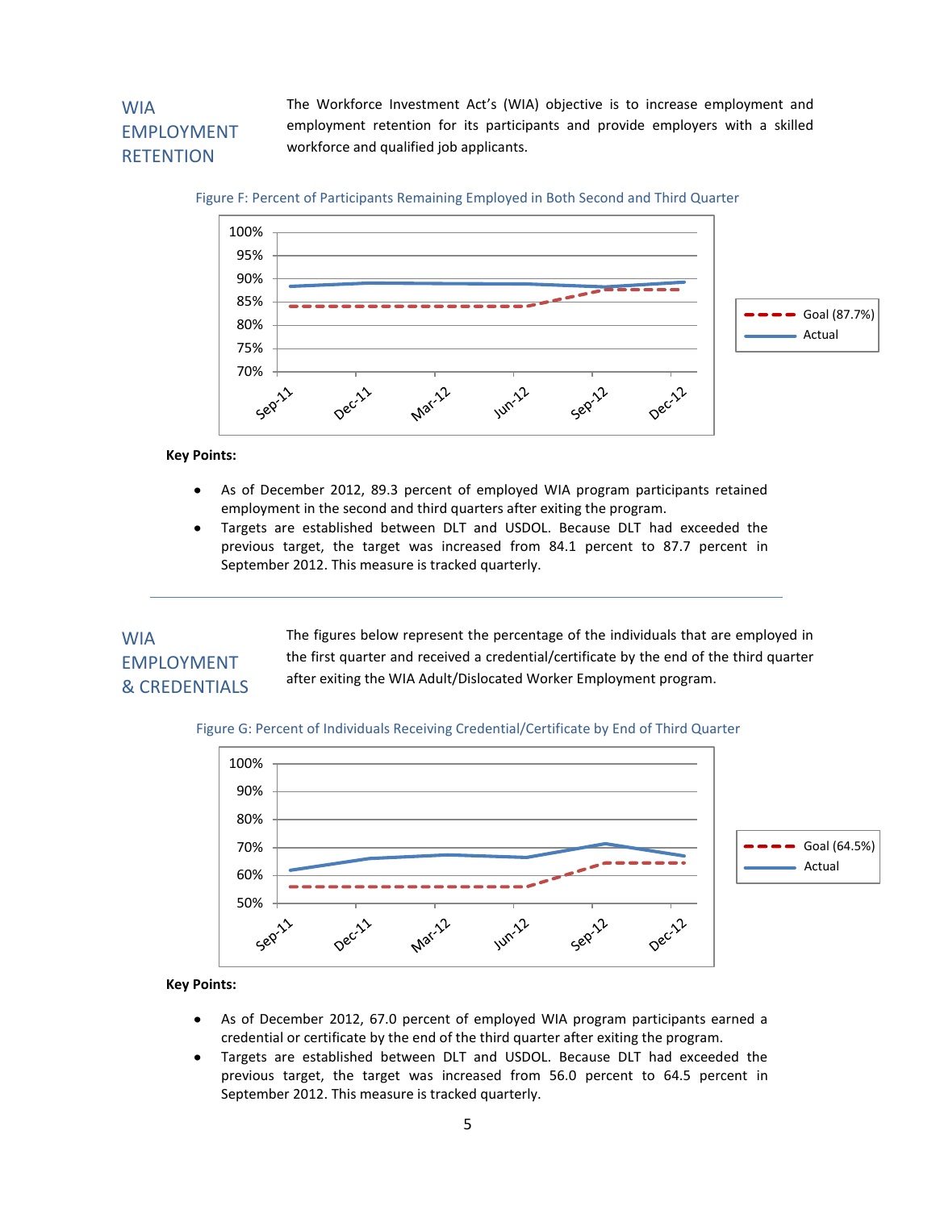## WIA EMPLOYMENT RETENTION

The Workforce Investment Act's (WIA) objective is to increase employment and employment retention for its participants and provide employers with a skilled workforce and qualified job applicants.

Figure F: Percent of Participants Remaining Employed in Both Second and Third Quarter

**Key Points:**

- As of December 2012, 89.3 percent of employed WIA program participants retained employment in the second and third quarters after exiting the program.
- Targets are established between DLT and USDOL. Because DLT had exceeded the previous target, the target was increased from 84.1 percent to 87.7 percent in September 2012. This measure is tracked quarterly.

---

## WIA EMPLOYMENT & CREDENTIALS

The figures below represent the percentage of the individuals that are employed in the first quarter and received a credential/certificate by the end of the third quarter after exiting the WIA Adult/Dislocated Worker Employment program.

Figure G: Percent of Individuals Receiving Credential/Certificate by End of Third Quarter

**Key Points:**

- As of December 2012, 67.0 percent of employed WIA program participants earned a credential or certificate by the end of the third quarter after exiting the program.
- Targets are established between DLT and USDOL. Because DLT had exceeded the previous target, the target was increased from 56.0 percent to 64.5 percent in September 2012. This measure is tracked quarterly.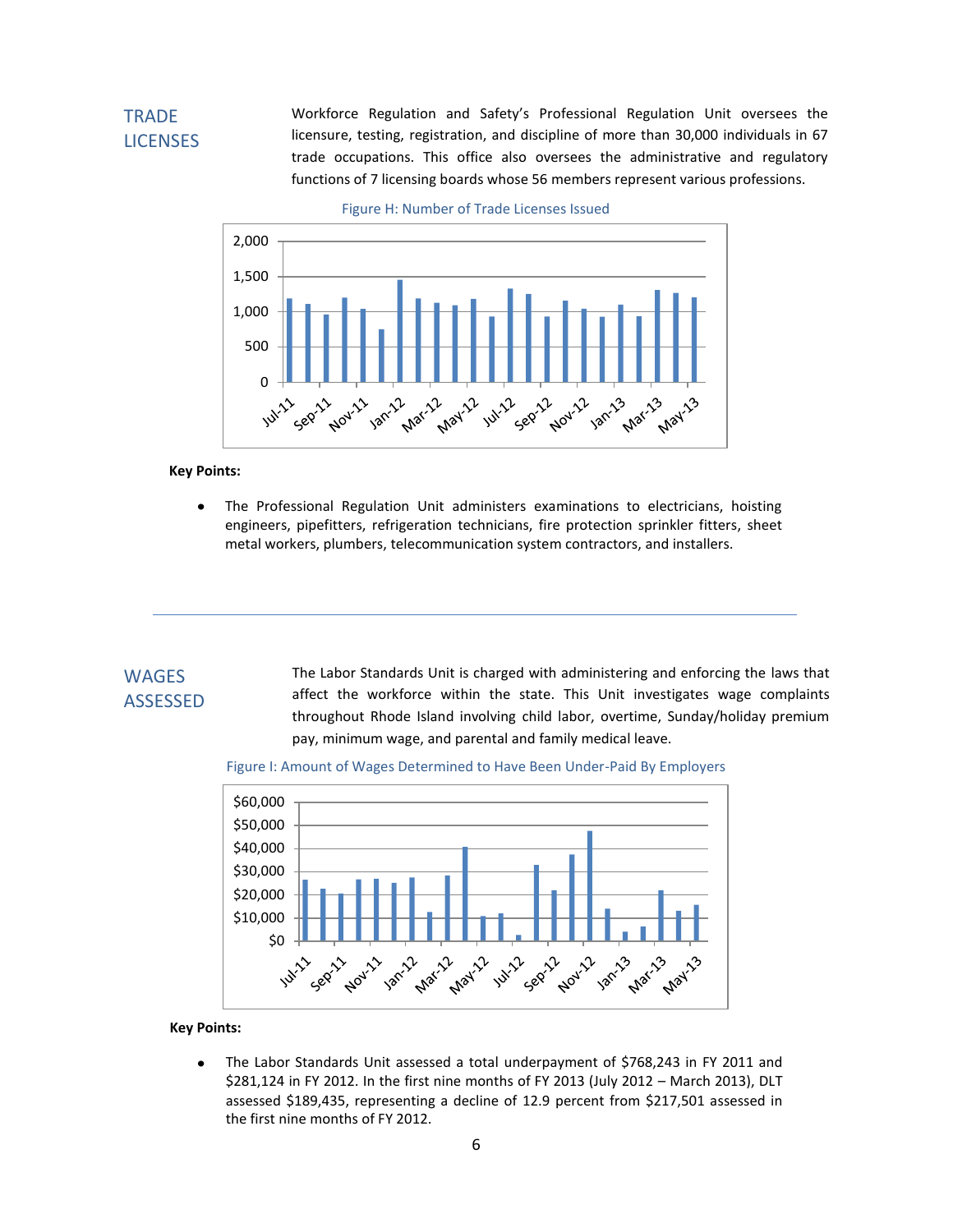## TRADE LICENSES

Workforce Regulation and Safety's Professional Regulation Unit oversees the licensure, testing, registration, and discipline of more than 30,000 individuals in 67 trade occupations. This office also oversees the administrative and regulatory functions of 7 licensing boards whose 56 members represent various professions.

Figure H: Number of Trade Licenses Issued

**Key Points:**

- The Professional Regulation Unit administers examinations to electricians, hoisting engineers, pipefitters, refrigeration technicians, fire protection sprinkler fitters, sheet metal workers, plumbers, telecommunication system contractors, and installers.

---

## WAGES ASSESSED

The Labor Standards Unit is charged with administering and enforcing the laws that affect the workforce within the state. This Unit investigates wage complaints throughout Rhode Island involving child labor, overtime, Sunday/holiday premium pay, minimum wage, and parental and family medical leave.

Figure I: Amount of Wages Determined to Have Been Under-Paid By Employers

**Key Points:**

- The Labor Standards Unit assessed a total underpayment of $768,243 in FY 2011 and $281,124 in FY 2012. In the first nine months of FY 2013 (July 2012 – March 2013), DLT assessed $189,435, representing a decline of 12.9 percent from $217,501 assessed in the first nine months of FY 2012.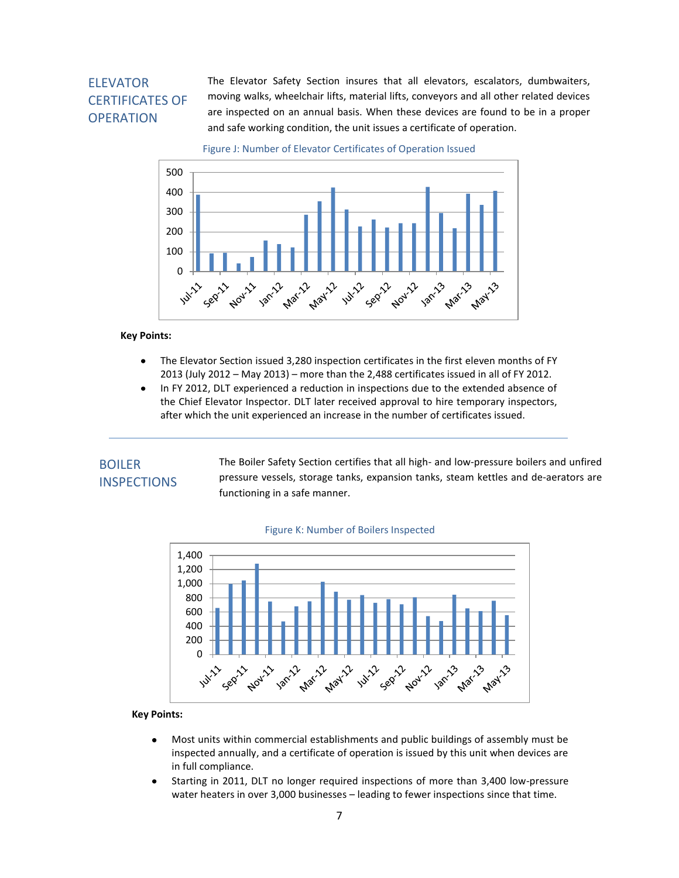## ELEVATOR CERTIFICATES OF OPERATION

The Elevator Safety Section insures that all elevators, escalators, dumbwaiters, moving walks, wheelchair lifts, material lifts, conveyors and all other related devices are inspected on an annual basis. When these devices are found to be in a proper and safe working condition, the unit issues a certificate of operation.

Figure J: Number of Elevator Certificates of Operation Issued

**Key Points:**

- The Elevator Section issued 3,280 inspection certificates in the first eleven months of FY 2013 (July 2012 – May 2013) – more than the 2,488 certificates issued in all of FY 2012.
- In FY 2012, DLT experienced a reduction in inspections due to the extended absence of the Chief Elevator Inspector. DLT later received approval to hire temporary inspectors, after which the unit experienced an increase in the number of certificates issued.

## BOILER INSPECTIONS

The Boiler Safety Section certifies that all high- and low-pressure boilers and unfired pressure vessels, storage tanks, expansion tanks, steam kettles and de-aerators are functioning in a safe manner.

Figure K: Number of Boilers Inspected

**Key Points:**

- Most units within commercial establishments and public buildings of assembly must be inspected annually, and a certificate of operation is issued by this unit when devices are in full compliance.
- Starting in 2011, DLT no longer required inspections of more than 3,400 low-pressure water heaters in over 3,000 businesses – leading to fewer inspections since that time.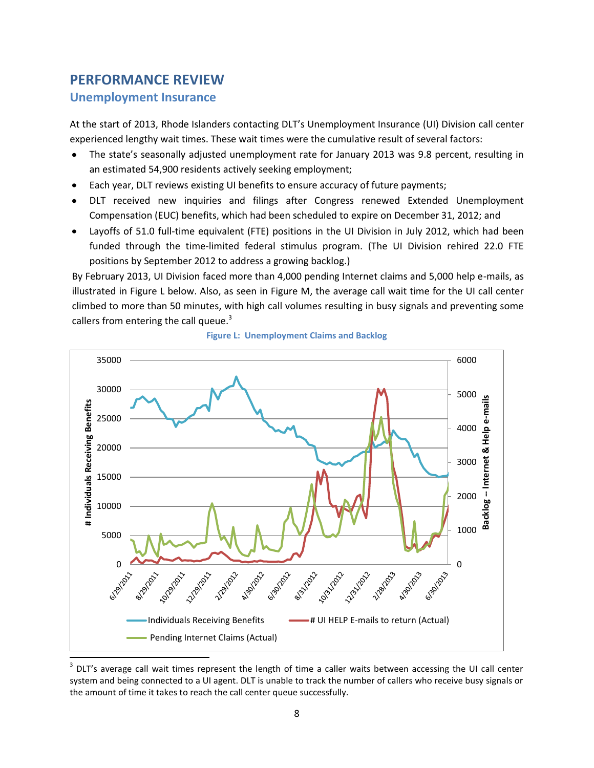# PERFORMANCE REVIEW

## Unemployment Insurance

At the start of 2013, Rhode Islanders contacting DLT's Unemployment Insurance (UI) Division call center experienced lengthy wait times. These wait times were the cumulative result of several factors:

- The state's seasonally adjusted unemployment rate for January 2013 was 9.8 percent, resulting in an estimated 54,900 residents actively seeking employment;
- Each year, DLT reviews existing UI benefits to ensure accuracy of future payments;
- DLT received new inquiries and filings after Congress renewed Extended Unemployment Compensation (EUC) benefits, which had been scheduled to expire on December 31, 2012; and
- Layoffs of 51.0 full-time equivalent (FTE) positions in the UI Division in July 2012, which had been funded through the time-limited federal stimulus program. (The UI Division rehired 22.0 FTE positions by September 2012 to address a growing backlog.)

By February 2013, UI Division faced more than 4,000 pending Internet claims and 5,000 help e-mails, as illustrated in Figure L below. Also, as seen in Figure M, the average call wait time for the UI call center climbed to more than 50 minutes, with high call volumes resulting in busy signals and preventing some callers from entering the call queue.[3]

**Figure L: Unemployment Claims and Backlog**

[3] DLT's average call wait times represent the length of time a caller waits between accessing the UI call center system and being connected to a UI agent. DLT is unable to track the number of callers who receive busy signals or the amount of time it takes to reach the call center queue successfully.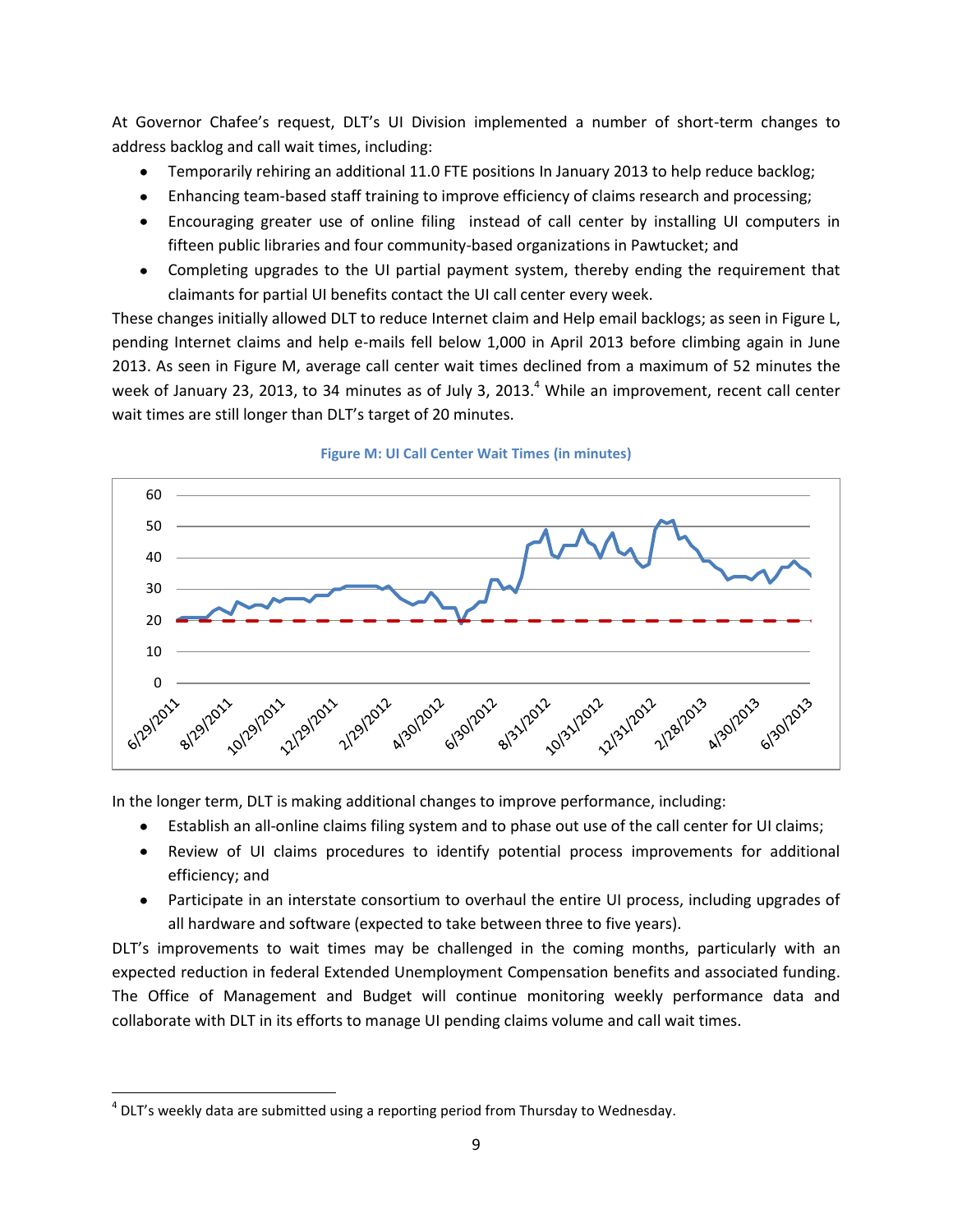At Governor Chafee's request, DLT's UI Division implemented a number of short-term changes to address backlog and call wait times, including:

- Temporarily rehiring an additional 11.0 FTE positions In January 2013 to help reduce backlog;
- Enhancing team-based staff training to improve efficiency of claims research and processing;
- Encouraging greater use of online filing instead of call center by installing UI computers in fifteen public libraries and four community-based organizations in Pawtucket; and
- Completing upgrades to the UI partial payment system, thereby ending the requirement that claimants for partial UI benefits contact the UI call center every week.

These changes initially allowed DLT to reduce Internet claim and Help email backlogs; as seen in Figure L, pending Internet claims and help e-mails fell below 1,000 in April 2013 before climbing again in June 2013. As seen in Figure M, average call center wait times declined from a maximum of 52 minutes the week of January 23, 2013, to 34 minutes as of July 3, 2013.[4] While an improvement, recent call center wait times are still longer than DLT's target of 20 minutes.

**Figure M: UI Call Center Wait Times (in minutes)**

60
50
40
30
20
10
0

6/29/2011
8/29/2011
10/29/2011
12/29/2011
2/29/2012
4/30/2012
6/30/2012
8/31/2012
10/31/2012
12/31/2012
2/28/2013
4/30/2013
6/30/2013

In the longer term, DLT is making additional changes to improve performance, including:

- Establish an all-online claims filing system and to phase out use of the call center for UI claims;
- Review of UI claims procedures to identify potential process improvements for additional efficiency; and
- Participate in an interstate consortium to overhaul the entire UI process, including upgrades of all hardware and software (expected to take between three to five years).

DLT's improvements to wait times may be challenged in the coming months, particularly with an expected reduction in federal Extended Unemployment Compensation benefits and associated funding. The Office of Management and Budget will continue monitoring weekly performance data and collaborate with DLT in its efforts to manage UI pending claims volume and call wait times.

---

[4] DLT's weekly data are submitted using a reporting period from Thursday to Wednesday.